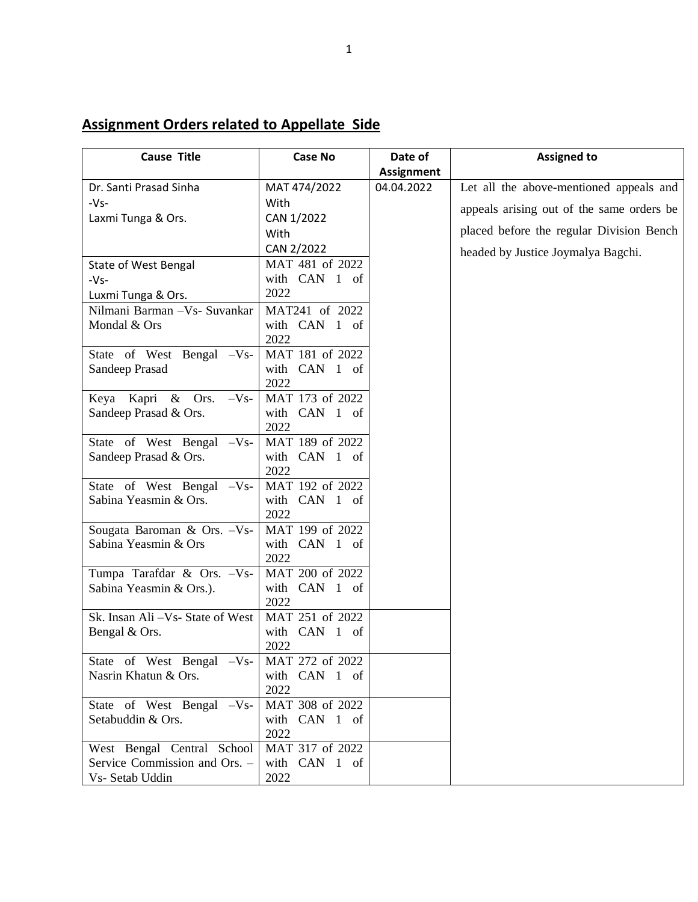## Assignment Orders related to Appellate Side

| Cause Title | Case No | Date of Assignment | Assigned to |
|---|---|---|---|
| Dr. Santi Prasad Sinha -Vs- Laxmi Tunga & Ors. | MAT 474/2022 With CAN 1/2022 With CAN 2/2022 | 04.04.2022 | Let all the above-mentioned appeals and appeals arising out of the same orders be placed before the regular Division Bench headed by Justice Joymalya Bagchi. |
| State of West Bengal -Vs- Luxmi Tunga & Ors. | MAT 481 of 2022 with CAN 1 of 2022 | | |
| Nilmani Barman –Vs- Suvankar Mondal & Ors | MAT241 of 2022 with CAN 1 of 2022 | | |
| State of West Bengal –Vs- Sandeep Prasad | MAT 181 of 2022 with CAN 1 of 2022 | | |
| Keya Kapri & Ors. –Vs- Sandeep Prasad & Ors. | MAT 173 of 2022 with CAN 1 of 2022 | | |
| State of West Bengal –Vs- Sandeep Prasad & Ors. | MAT 189 of 2022 with CAN 1 of 2022 | | |
| State of West Bengal –Vs- Sabina Yeasmin & Ors. | MAT 192 of 2022 with CAN 1 of 2022 | | |
| Sougata Baroman & Ors. –Vs- Sabina Yeasmin & Ors | MAT 199 of 2022 with CAN 1 of 2022 | | |
| Tumpa Tarafdar & Ors. –Vs- Sabina Yeasmin & Ors.). | MAT 200 of 2022 with CAN 1 of 2022 | | |
| Sk. Insan Ali –Vs- State of West Bengal & Ors. | MAT 251 of 2022 with CAN 1 of 2022 | | |
| State of West Bengal –Vs- Nasrin Khatun & Ors. | MAT 272 of 2022 with CAN 1 of 2022 | | |
| State of West Bengal –Vs- Setabuddin & Ors. | MAT 308 of 2022 with CAN 1 of 2022 | | |
| West Bengal Central School Service Commission and Ors. –Vs- Setab Uddin | MAT 317 of 2022 with CAN 1 of 2022 | | |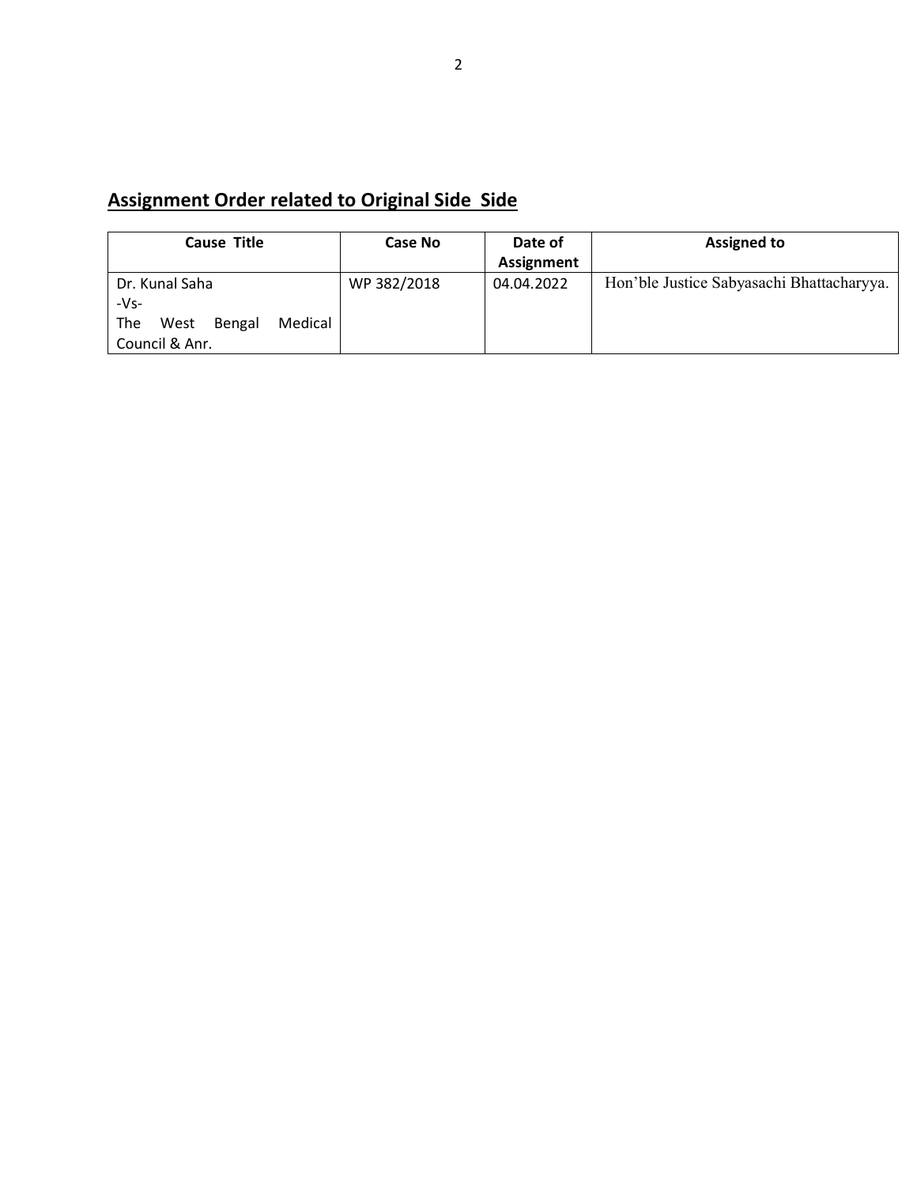## Assignment Order related to Original Side Side

| Cause Title | Case No | Date of Assignment | Assigned to |
|---|---|---|---|
| Dr. Kunal Saha -Vs- The West Bengal Medical Council & Anr. | WP 382/2018 | 04.04.2022 | Hon'ble Justice Sabyasachi Bhattacharyya. |